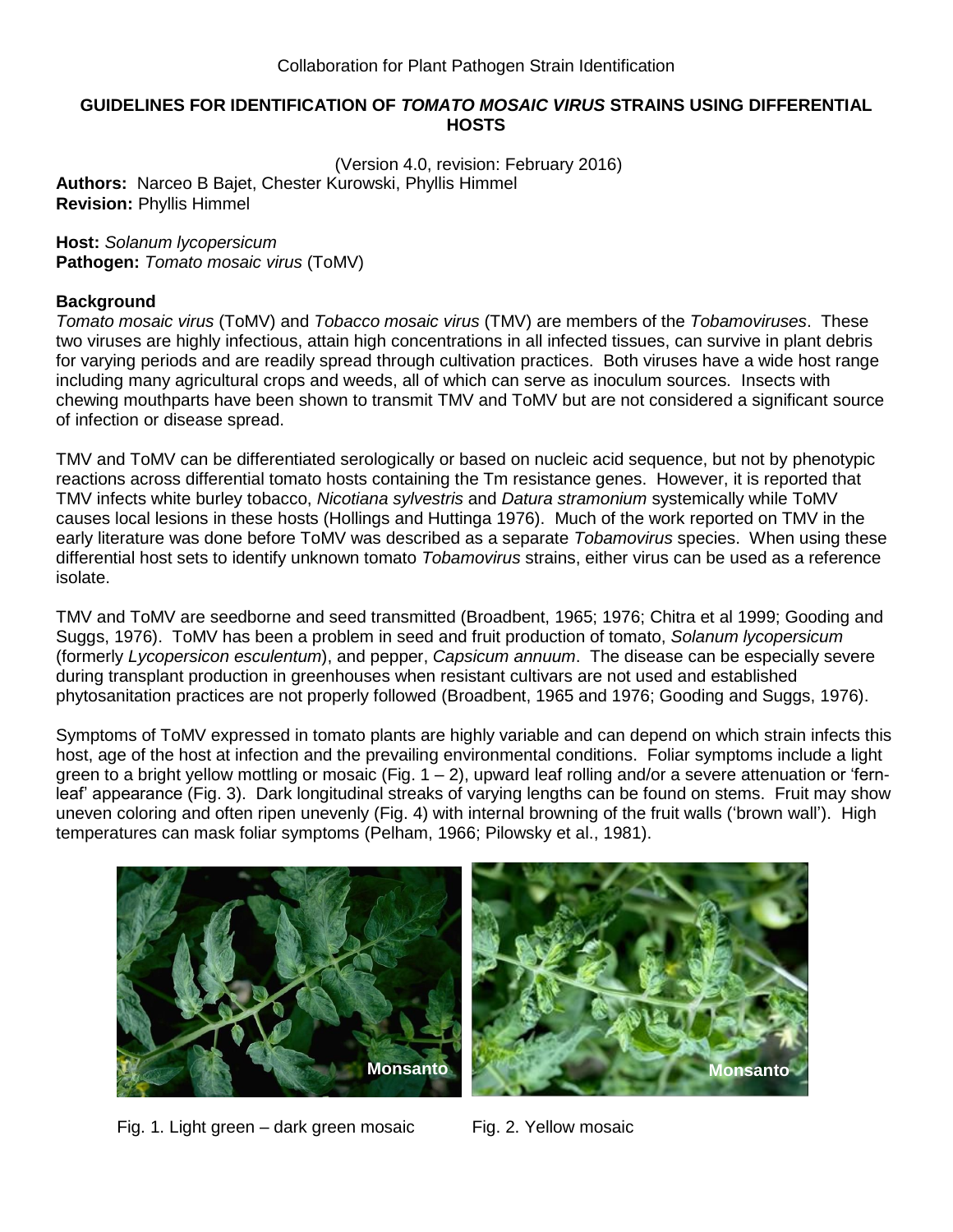Collaboration for Plant Pathogen Strain Identification

# GUIDELINES FOR IDENTIFICATION OF *TOMATO MOSAIC VIRUS* STRAINS USING DIFFERENTIAL HOSTS

(Version 4.0, revision: February 2016)

**Authors:** Narceo B Bajet, Chester Kurowski, Phyllis Himmel
**Revision:** Phyllis Himmel

**Host:** *Solanum lycopersicum*
**Pathogen:** *Tomato mosaic virus* (ToMV)

## Background

*Tomato mosaic virus* (ToMV) and *Tobacco mosaic virus* (TMV) are members of the *Tobamoviruses*. These two viruses are highly infectious, attain high concentrations in all infected tissues, can survive in plant debris for varying periods and are readily spread through cultivation practices. Both viruses have a wide host range including many agricultural crops and weeds, all of which can serve as inoculum sources. Insects with chewing mouthparts have been shown to transmit TMV and ToMV but are not considered a significant source of infection or disease spread.

TMV and ToMV can be differentiated serologically or based on nucleic acid sequence, but not by phenotypic reactions across differential tomato hosts containing the Tm resistance genes. However, it is reported that TMV infects white burley tobacco, *Nicotiana sylvestris* and *Datura stramonium* systemically while ToMV causes local lesions in these hosts (Hollings and Huttinga 1976). Much of the work reported on TMV in the early literature was done before ToMV was described as a separate *Tobamovirus* species. When using these differential host sets to identify unknown tomato *Tobamovirus* strains, either virus can be used as a reference isolate.

TMV and ToMV are seedborne and seed transmitted (Broadbent, 1965; 1976; Chitra et al 1999; Gooding and Suggs, 1976). ToMV has been a problem in seed and fruit production of tomato, *Solanum lycopersicum* (formerly *Lycopersicon esculentum*), and pepper, *Capsicum annuum*. The disease can be especially severe during transplant production in greenhouses when resistant cultivars are not used and established phytosanitation practices are not properly followed (Broadbent, 1965 and 1976; Gooding and Suggs, 1976).

Symptoms of ToMV expressed in tomato plants are highly variable and can depend on which strain infects this host, age of the host at infection and the prevailing environmental conditions. Foliar symptoms include a light green to a bright yellow mottling or mosaic (Fig. 1 – 2), upward leaf rolling and/or a severe attenuation or 'fern-leaf' appearance (Fig. 3). Dark longitudinal streaks of varying lengths can be found on stems. Fruit may show uneven coloring and often ripen unevenly (Fig. 4) with internal browning of the fruit walls ('brown wall'). High temperatures can mask foliar symptoms (Pelham, 1966; Pilowsky et al., 1981).

Fig. 1. Light green – dark green mosaic

Fig. 2. Yellow mosaic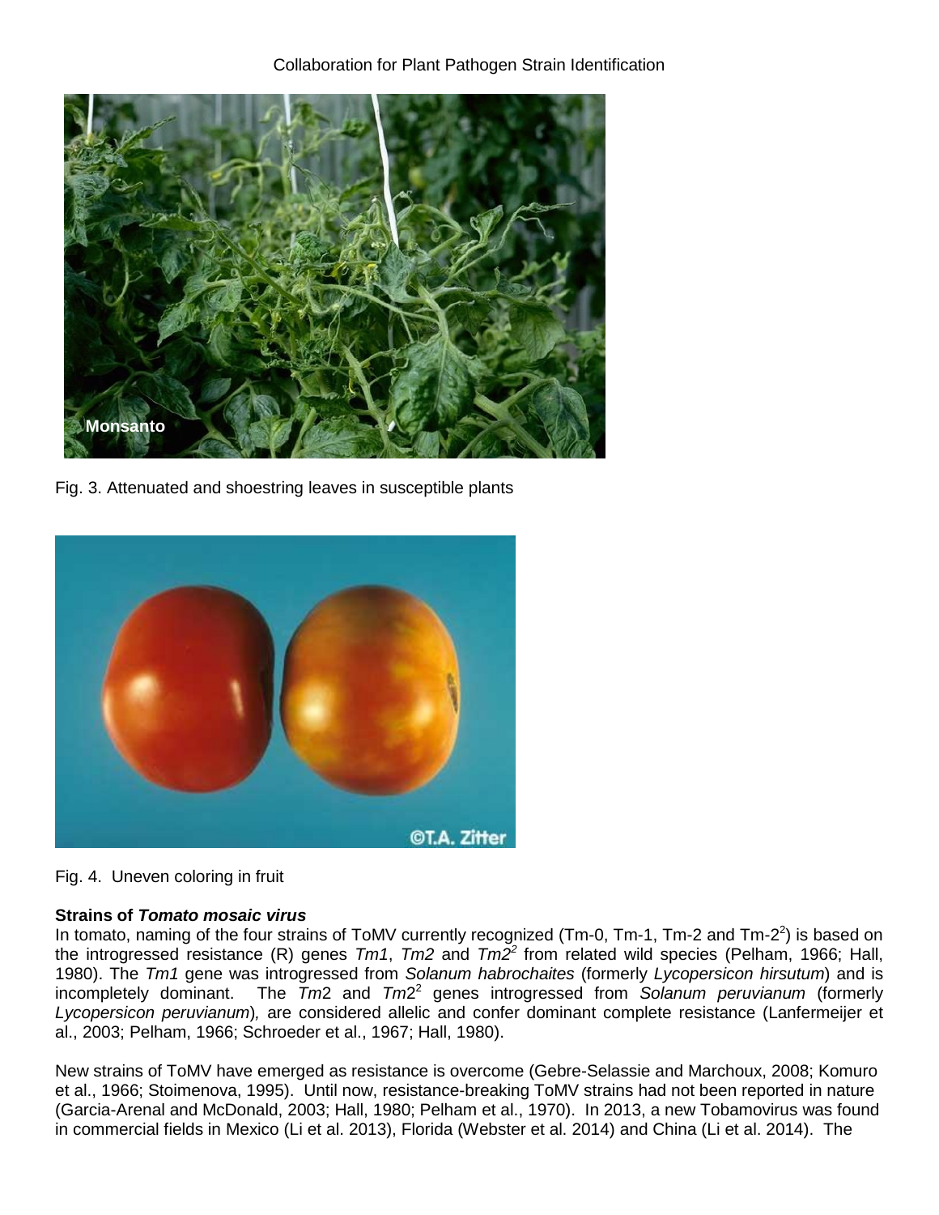Fig. 3. Attenuated and shoestring leaves in susceptible plants

Fig. 4. Uneven coloring in fruit

**Strains of *Tomato mosaic virus***

In tomato, naming of the four strains of ToMV currently recognized (Tm-0, Tm-1, Tm-2 and Tm-$2^2$) is based on the introgressed resistance (R) genes *Tm1*, *Tm2* and *Tm2$^2$* from related wild species (Pelham, 1966; Hall, 1980). The *Tm1* gene was introgressed from *Solanum habrochaites* (formerly *Lycopersicon hirsutum*) and is incompletely dominant. The *Tm*2 and *Tm*$2^2$ genes introgressed from *Solanum peruvianum* (formerly *Lycopersicon peruvianum*), are considered allelic and confer dominant complete resistance (Lanfermeijer et al., 2003; Pelham, 1966; Schroeder et al., 1967; Hall, 1980).

New strains of ToMV have emerged as resistance is overcome (Gebre-Selassie and Marchoux, 2008; Komuro et al., 1966; Stoimenova, 1995). Until now, resistance-breaking ToMV strains had not been reported in nature (Garcia-Arenal and McDonald, 2003; Hall, 1980; Pelham et al., 1970). In 2013, a new Tobamovirus was found in commercial fields in Mexico (Li et al. 2013), Florida (Webster et al. 2014) and China (Li et al. 2014). The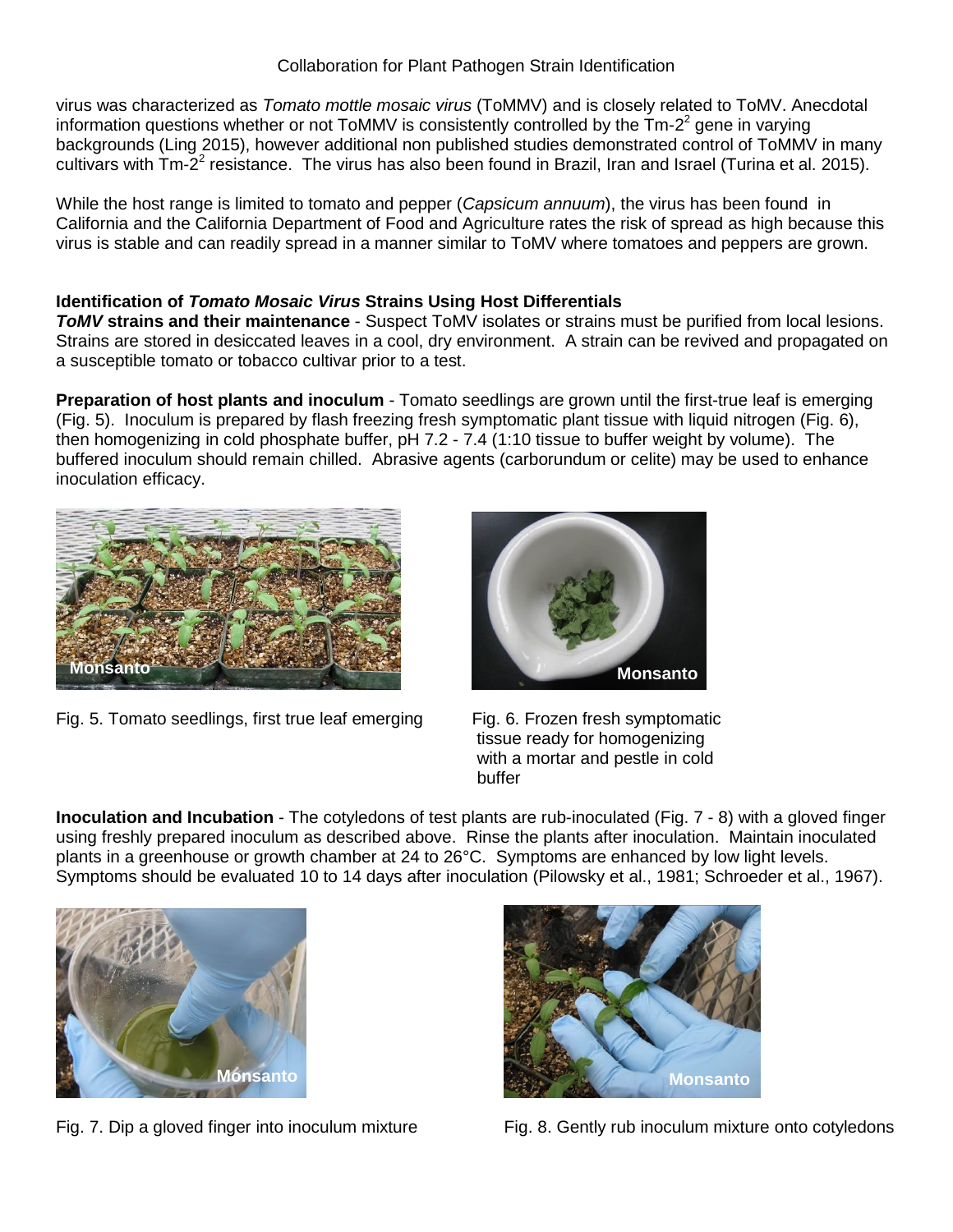virus was characterized as *Tomato mottle mosaic virus* (ToMMV) and is closely related to ToMV. Anecdotal information questions whether or not ToMMV is consistently controlled by the Tm-$2^2$ gene in varying backgrounds (Ling 2015), however additional non published studies demonstrated control of ToMMV in many cultivars with Tm-$2^2$ resistance. The virus has also been found in Brazil, Iran and Israel (Turina et al. 2015).

While the host range is limited to tomato and pepper (*Capsicum annuum*), the virus has been found in California and the California Department of Food and Agriculture rates the risk of spread as high because this virus is stable and can readily spread in a manner similar to ToMV where tomatoes and peppers are grown.

### Identification of *Tomato Mosaic Virus* Strains Using Host Differentials

***ToMV* strains and their maintenance** - Suspect ToMV isolates or strains must be purified from local lesions. Strains are stored in desiccated leaves in a cool, dry environment. A strain can be revived and propagated on a susceptible tomato or tobacco cultivar prior to a test.

**Preparation of host plants and inoculum** - Tomato seedlings are grown until the first-true leaf is emerging (Fig. 5). Inoculum is prepared by flash freezing fresh symptomatic plant tissue with liquid nitrogen (Fig. 6), then homogenizing in cold phosphate buffer, pH 7.2 - 7.4 (1:10 tissue to buffer weight by volume). The buffered inoculum should remain chilled. Abrasive agents (carborundum or celite) may be used to enhance inoculation efficacy.

Fig. 5. Tomato seedlings, first true leaf emerging

Fig. 6. Frozen fresh symptomatic tissue ready for homogenizing with a mortar and pestle in cold buffer

**Inoculation and Incubation** - The cotyledons of test plants are rub-inoculated (Fig. 7 - 8) with a gloved finger using freshly prepared inoculum as described above. Rinse the plants after inoculation. Maintain inoculated plants in a greenhouse or growth chamber at 24 to 26°C. Symptoms are enhanced by low light levels. Symptoms should be evaluated 10 to 14 days after inoculation (Pilowsky et al., 1981; Schroeder et al., 1967).

Fig. 7. Dip a gloved finger into inoculum mixture

Fig. 8. Gently rub inoculum mixture onto cotyledons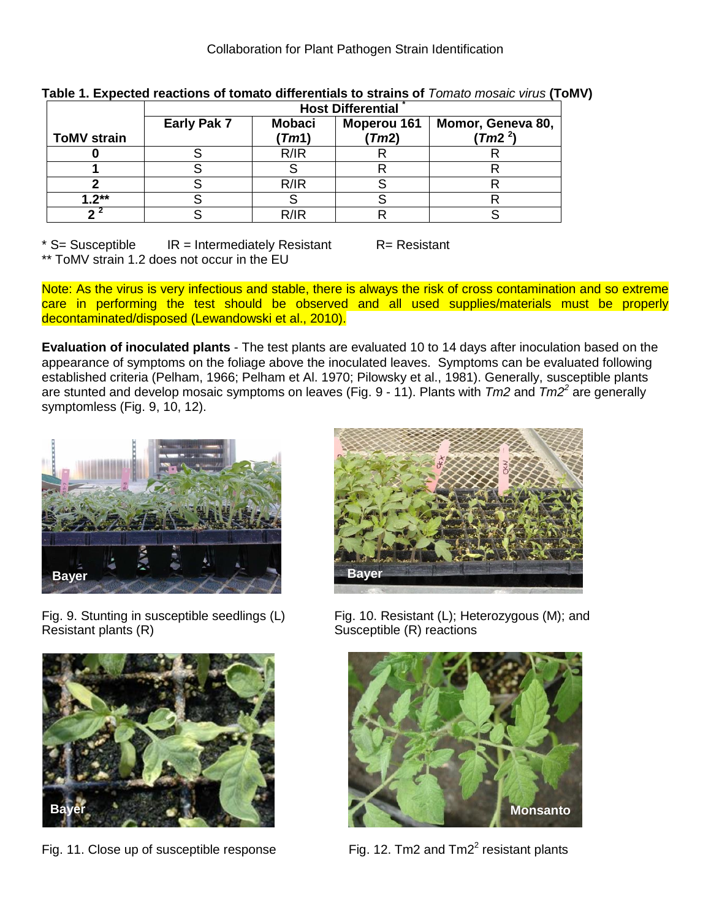Collaboration for Plant Pathogen Strain Identification

**Table 1. Expected reactions of tomato differentials to strains of *Tomato mosaic virus* (ToMV)**

| ToMV strain | Host Differential * | | | |
|---|---|---|---|---|
| | Early Pak 7 | Mobaci (*Tm1*) | Moperou 161 (*Tm2*) | Momor, Geneva 80, (*Tm2* $^2$) |
| **0** | S | R/IR | R | R |
| **1** | S | S | R | R |
| **2** | S | R/IR | S | R |
| **1.2**** | S | S | S | R |
| **2** $^2$ | S | R/IR | R | S |

\* S= Susceptible IR = Intermediately Resistant R= Resistant
** ToMV strain 1.2 does not occur in the EU

Note: As the virus is very infectious and stable, there is always the risk of cross contamination and so extreme care in performing the test should be observed and all used supplies/materials must be properly decontaminated/disposed (Lewandowski et al., 2010).

**Evaluation of inoculated plants** - The test plants are evaluated 10 to 14 days after inoculation based on the appearance of symptoms on the foliage above the inoculated leaves. Symptoms can be evaluated following established criteria (Pelham, 1966; Pelham et Al. 1970; Pilowsky et al., 1981). Generally, susceptible plants are stunted and develop mosaic symptoms on leaves (Fig. 9 - 11). Plants with *Tm2* and *Tm2*$^2$ are generally symptomless (Fig. 9, 10, 12).

Fig. 9. Stunting in susceptible seedlings (L) Resistant plants (R)

Fig. 10. Resistant (L); Heterozygous (M); and Susceptible (R) reactions

Fig. 11. Close up of susceptible response

Fig. 12. Tm2 and Tm2$^2$ resistant plants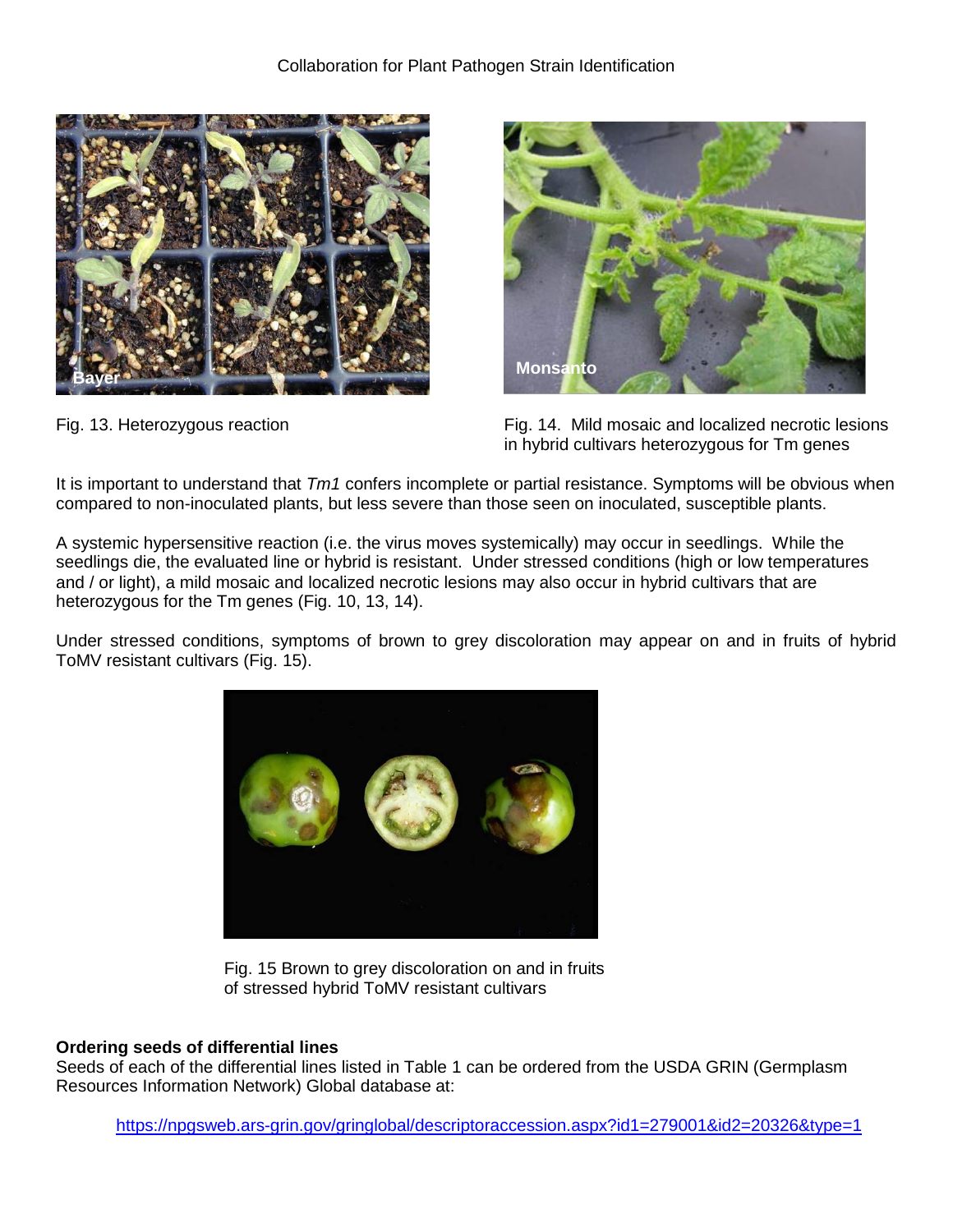Fig. 13. Heterozygous reaction

Fig. 14. Mild mosaic and localized necrotic lesions in hybrid cultivars heterozygous for Tm genes

It is important to understand that *Tm1* confers incomplete or partial resistance. Symptoms will be obvious when compared to non-inoculated plants, but less severe than those seen on inoculated, susceptible plants.

A systemic hypersensitive reaction (i.e. the virus moves systemically) may occur in seedlings. While the seedlings die, the evaluated line or hybrid is resistant. Under stressed conditions (high or low temperatures and / or light), a mild mosaic and localized necrotic lesions may also occur in hybrid cultivars that are heterozygous for the Tm genes (Fig. 10, 13, 14).

Under stressed conditions, symptoms of brown to grey discoloration may appear on and in fruits of hybrid ToMV resistant cultivars (Fig. 15).

Fig. 15 Brown to grey discoloration on and in fruits of stressed hybrid ToMV resistant cultivars

**Ordering seeds of differential lines**

Seeds of each of the differential lines listed in Table 1 can be ordered from the USDA GRIN (Germplasm Resources Information Network) Global database at:

https://npgsweb.ars-grin.gov/gringlobal/descriptoraccession.aspx?id1=279001&id2=20326&type=1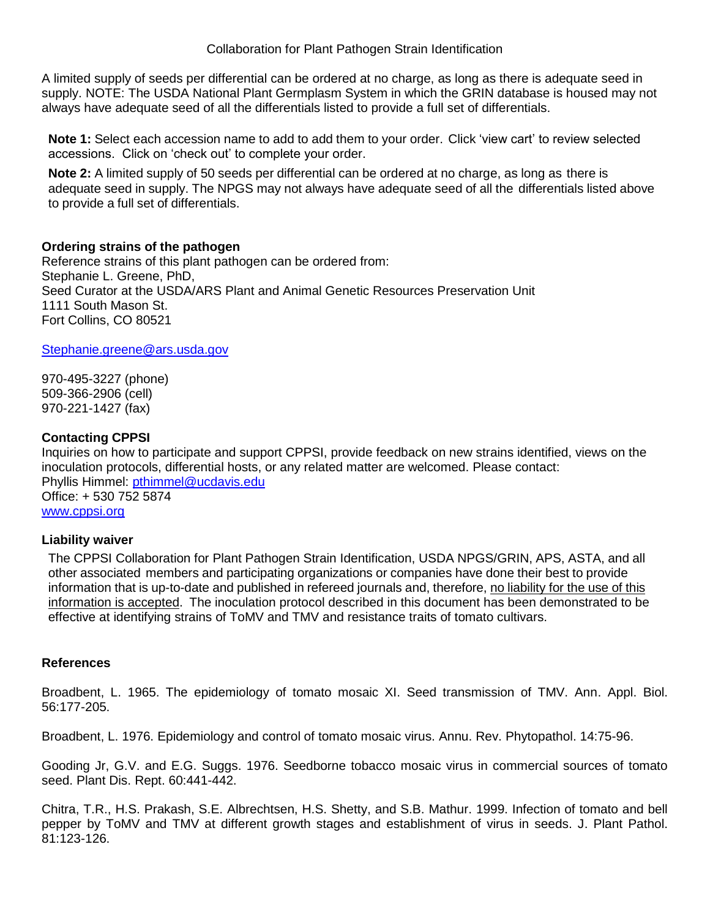Collaboration for Plant Pathogen Strain Identification

A limited supply of seeds per differential can be ordered at no charge, as long as there is adequate seed in supply. NOTE: The USDA National Plant Germplasm System in which the GRIN database is housed may not always have adequate seed of all the differentials listed to provide a full set of differentials.

**Note 1:** Select each accession name to add to add them to your order. Click 'view cart' to review selected accessions. Click on 'check out' to complete your order.

**Note 2:** A limited supply of 50 seeds per differential can be ordered at no charge, as long as there is adequate seed in supply. The NPGS may not always have adequate seed of all the differentials listed above to provide a full set of differentials.

**Ordering strains of the pathogen**

Reference strains of this plant pathogen can be ordered from:
Stephanie L. Greene, PhD,
Seed Curator at the USDA/ARS Plant and Animal Genetic Resources Preservation Unit
1111 South Mason St.
Fort Collins, CO 80521

Stephanie.greene@ars.usda.gov

970-495-3227 (phone)
509-366-2906 (cell)
970-221-1427 (fax)

**Contacting CPPSI**

Inquiries on how to participate and support CPPSI, provide feedback on new strains identified, views on the inoculation protocols, differential hosts, or any related matter are welcomed. Please contact:
Phyllis Himmel: pthimmel@ucdavis.edu
Office: + 530 752 5874
www.cppsi.org

**Liability waiver**

The CPPSI Collaboration for Plant Pathogen Strain Identification, USDA NPGS/GRIN, APS, ASTA, and all other associated members and participating organizations or companies have done their best to provide information that is up-to-date and published in refereed journals and, therefore, no liability for the use of this information is accepted. The inoculation protocol described in this document has been demonstrated to be effective at identifying strains of ToMV and TMV and resistance traits of tomato cultivars.

**References**

Broadbent, L. 1965. The epidemiology of tomato mosaic XI. Seed transmission of TMV. Ann. Appl. Biol. 56:177-205.

Broadbent, L. 1976. Epidemiology and control of tomato mosaic virus. Annu. Rev. Phytopathol. 14:75-96.

Gooding Jr, G.V. and E.G. Suggs. 1976. Seedborne tobacco mosaic virus in commercial sources of tomato seed. Plant Dis. Rept. 60:441-442.

Chitra, T.R., H.S. Prakash, S.E. Albrechtsen, H.S. Shetty, and S.B. Mathur. 1999. Infection of tomato and bell pepper by ToMV and TMV at different growth stages and establishment of virus in seeds. J. Plant Pathol. 81:123-126.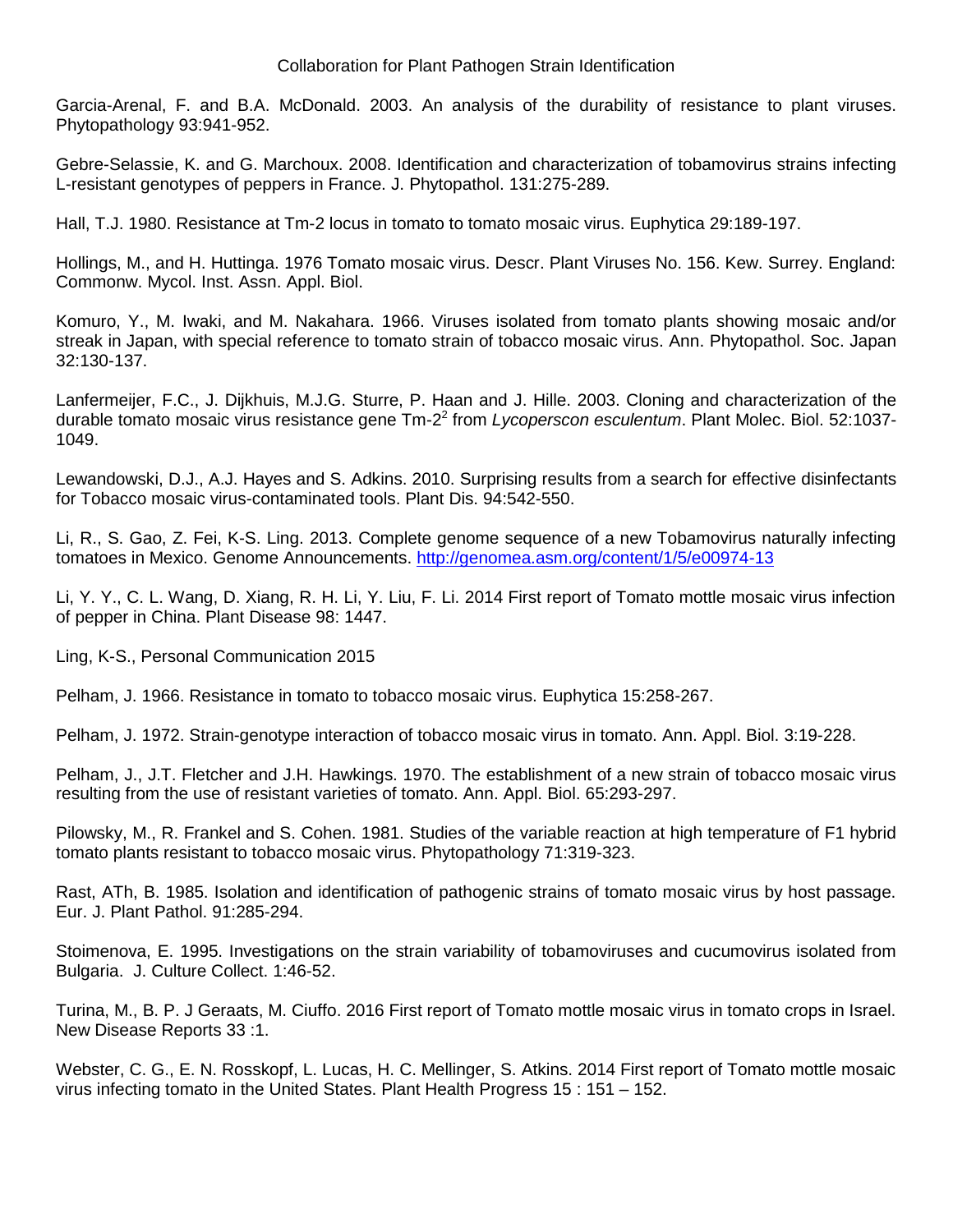Garcia-Arenal, F. and B.A. McDonald. 2003. An analysis of the durability of resistance to plant viruses. Phytopathology 93:941-952.

Gebre-Selassie, K. and G. Marchoux. 2008. Identification and characterization of tobamovirus strains infecting L-resistant genotypes of peppers in France. J. Phytopathol. 131:275-289.

Hall, T.J. 1980. Resistance at Tm-2 locus in tomato to tomato mosaic virus. Euphytica 29:189-197.

Hollings, M., and H. Huttinga. 1976 Tomato mosaic virus. Descr. Plant Viruses No. 156. Kew. Surrey. England: Commonw. Mycol. Inst. Assn. Appl. Biol.

Komuro, Y., M. Iwaki, and M. Nakahara. 1966. Viruses isolated from tomato plants showing mosaic and/or streak in Japan, with special reference to tomato strain of tobacco mosaic virus. Ann. Phytopathol. Soc. Japan 32:130-137.

Lanfermeijer, F.C., J. Dijkhuis, M.J.G. Sturre, P. Haan and J. Hille. 2003. Cloning and characterization of the durable tomato mosaic virus resistance gene Tm-$2^2$ from *Lycoperscon esculentum*. Plant Molec. Biol. 52:1037-1049.

Lewandowski, D.J., A.J. Hayes and S. Adkins. 2010. Surprising results from a search for effective disinfectants for Tobacco mosaic virus-contaminated tools. Plant Dis. 94:542-550.

Li, R., S. Gao, Z. Fei, K-S. Ling. 2013. Complete genome sequence of a new Tobamovirus naturally infecting tomatoes in Mexico. Genome Announcements. http://genomea.asm.org/content/1/5/e00974-13

Li, Y. Y., C. L. Wang, D. Xiang, R. H. Li, Y. Liu, F. Li. 2014 First report of Tomato mottle mosaic virus infection of pepper in China. Plant Disease 98: 1447.

Ling, K-S., Personal Communication 2015

Pelham, J. 1966. Resistance in tomato to tobacco mosaic virus. Euphytica 15:258-267.

Pelham, J. 1972. Strain-genotype interaction of tobacco mosaic virus in tomato. Ann. Appl. Biol. 3:19-228.

Pelham, J., J.T. Fletcher and J.H. Hawkings. 1970. The establishment of a new strain of tobacco mosaic virus resulting from the use of resistant varieties of tomato. Ann. Appl. Biol. 65:293-297.

Pilowsky, M., R. Frankel and S. Cohen. 1981. Studies of the variable reaction at high temperature of F1 hybrid tomato plants resistant to tobacco mosaic virus. Phytopathology 71:319-323.

Rast, ATh, B. 1985. Isolation and identification of pathogenic strains of tomato mosaic virus by host passage. Eur. J. Plant Pathol. 91:285-294.

Stoimenova, E. 1995. Investigations on the strain variability of tobamoviruses and cucumovirus isolated from Bulgaria. J. Culture Collect. 1:46-52.

Turina, M., B. P. J Geraats, M. Ciuffo. 2016 First report of Tomato mottle mosaic virus in tomato crops in Israel. New Disease Reports 33 :1.

Webster, C. G., E. N. Rosskopf, L. Lucas, H. C. Mellinger, S. Atkins. 2014 First report of Tomato mottle mosaic virus infecting tomato in the United States. Plant Health Progress 15 : 151 – 152.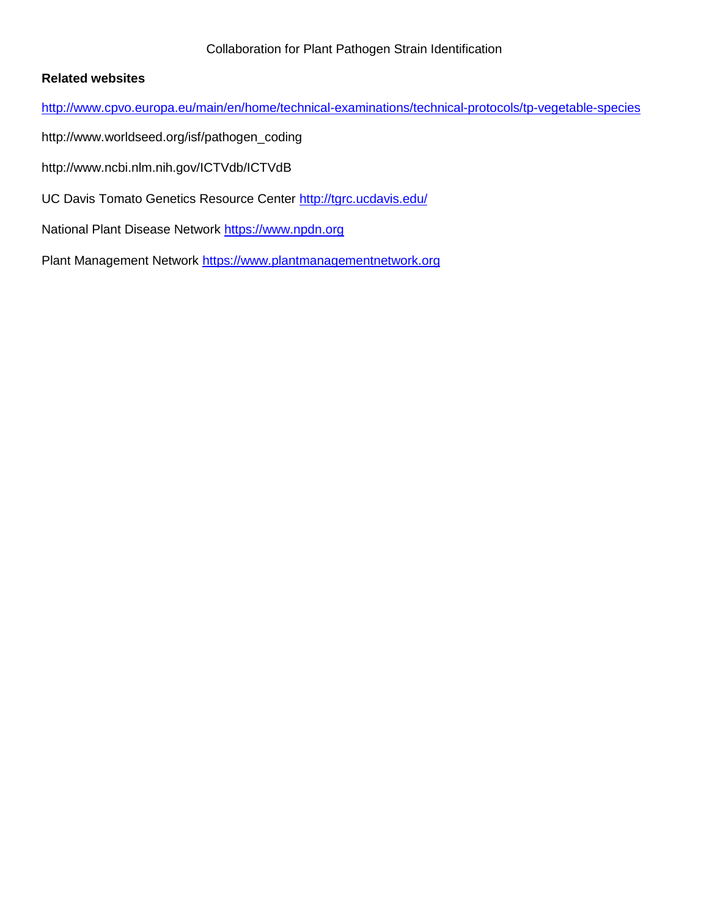**Related websites**

http://www.cpvo.europa.eu/main/en/home/technical-examinations/technical-protocols/tp-vegetable-species

http://www.worldseed.org/isf/pathogen_coding

http://www.ncbi.nlm.nih.gov/ICTVdb/ICTVdB

UC Davis Tomato Genetics Resource Center http://tgrc.ucdavis.edu/

National Plant Disease Network https://www.npdn.org

Plant Management Network https://www.plantmanagementnetwork.org